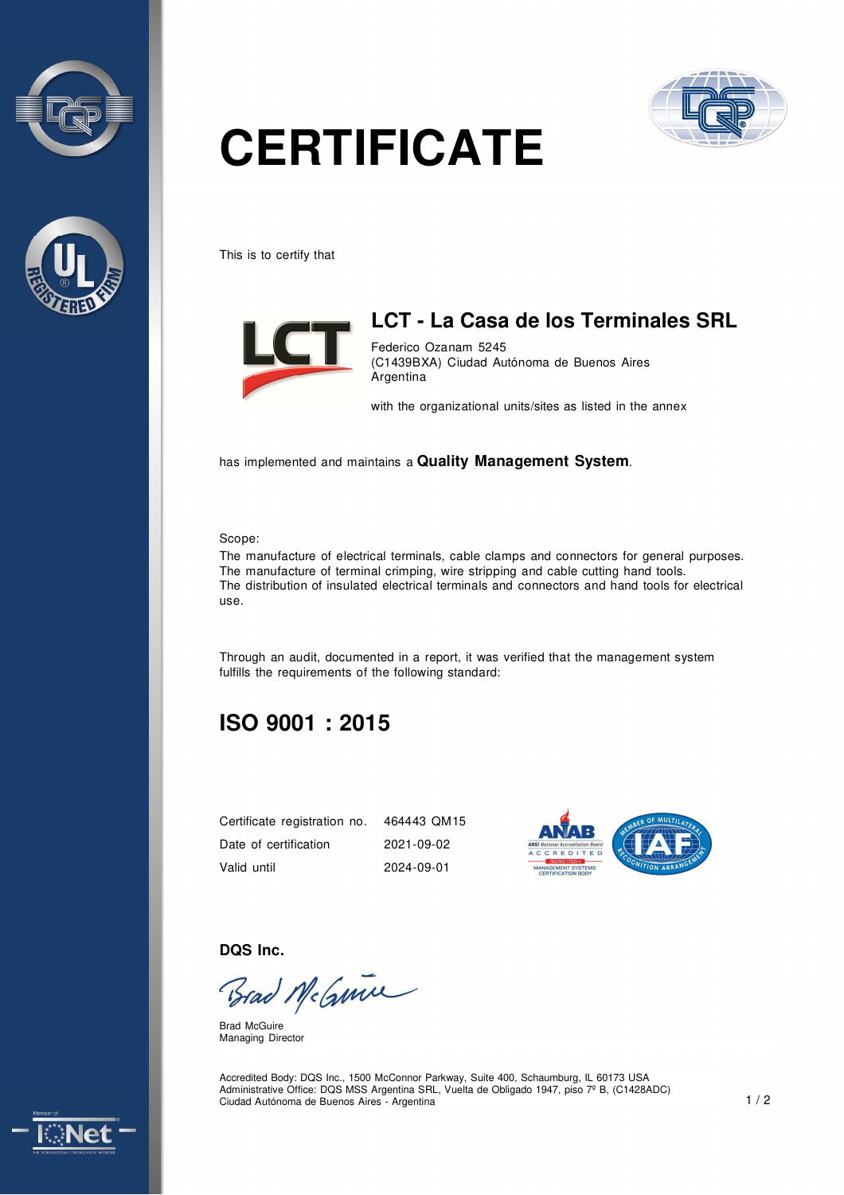# CERTIFICATE

This is to certify that

## LCT - La Casa de los Terminales SRL

Federico Ozanam 5245
(C1439BXA) Ciudad Autónoma de Buenos Aires
Argentina

with the organizational units/sites as listed in the annex

has implemented and maintains a **Quality Management System**.

Scope:
The manufacture of electrical terminals, cable clamps and connectors for general purposes.
The manufacture of terminal crimping, wire stripping and cable cutting hand tools.
The distribution of insulated electrical terminals and connectors and hand tools for electrical use.

Through an audit, documented in a report, it was verified that the management system fulfills the requirements of the following standard:

## ISO 9001 : 2015

| | |
|---|---|
| Certificate registration no. | 464443 QM15 |
| Date of certification | 2021-09-02 |
| Valid until | 2024-09-01 |

**DQS Inc.**

Brad McGuire
Managing Director

Accredited Body: DQS Inc., 1500 McConnor Parkway, Suite 400, Schaumburg, IL 60173 USA
Administrative Office: DQS MSS Argentina SRL, Vuelta de Obligado 1947, piso 7º B, (C1428ADC)
Ciudad Autónoma de Buenos Aires - Argentina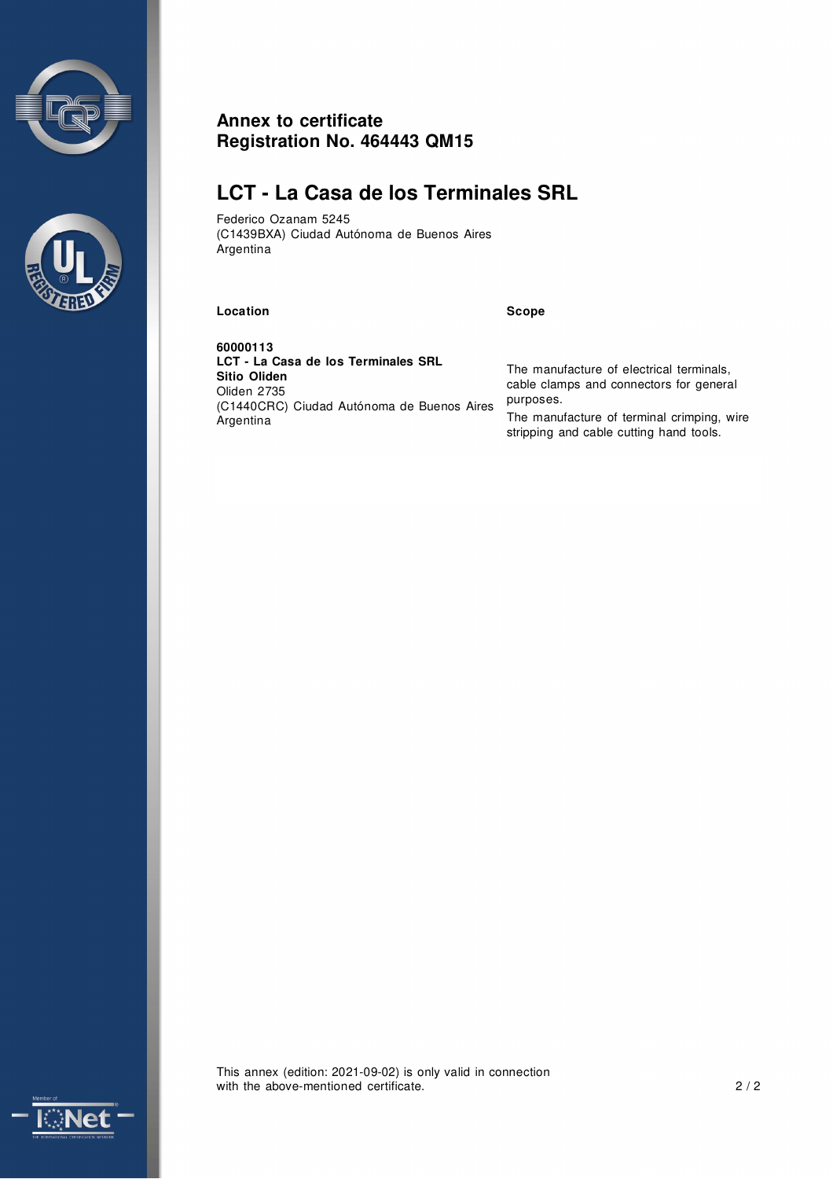**Annex to certificate**
**Registration No. 464443 QM15**

# LCT - La Casa de los Terminales SRL

Federico Ozanam 5245
(C1439BXA) Ciudad Autónoma de Buenos Aires
Argentina

| Location | Scope |
|---|---|
| **60000113**<br>**LCT - La Casa de los Terminales SRL**<br>**Sitio Oliden**<br>Oliden 2735<br>(C1440CRC) Ciudad Autónoma de Buenos Aires<br>Argentina | The manufacture of electrical terminals, cable clamps and connectors for general purposes.<br>The manufacture of terminal crimping, wire stripping and cable cutting hand tools. |

This annex (edition: 2021-09-02) is only valid in connection with the above-mentioned certificate.